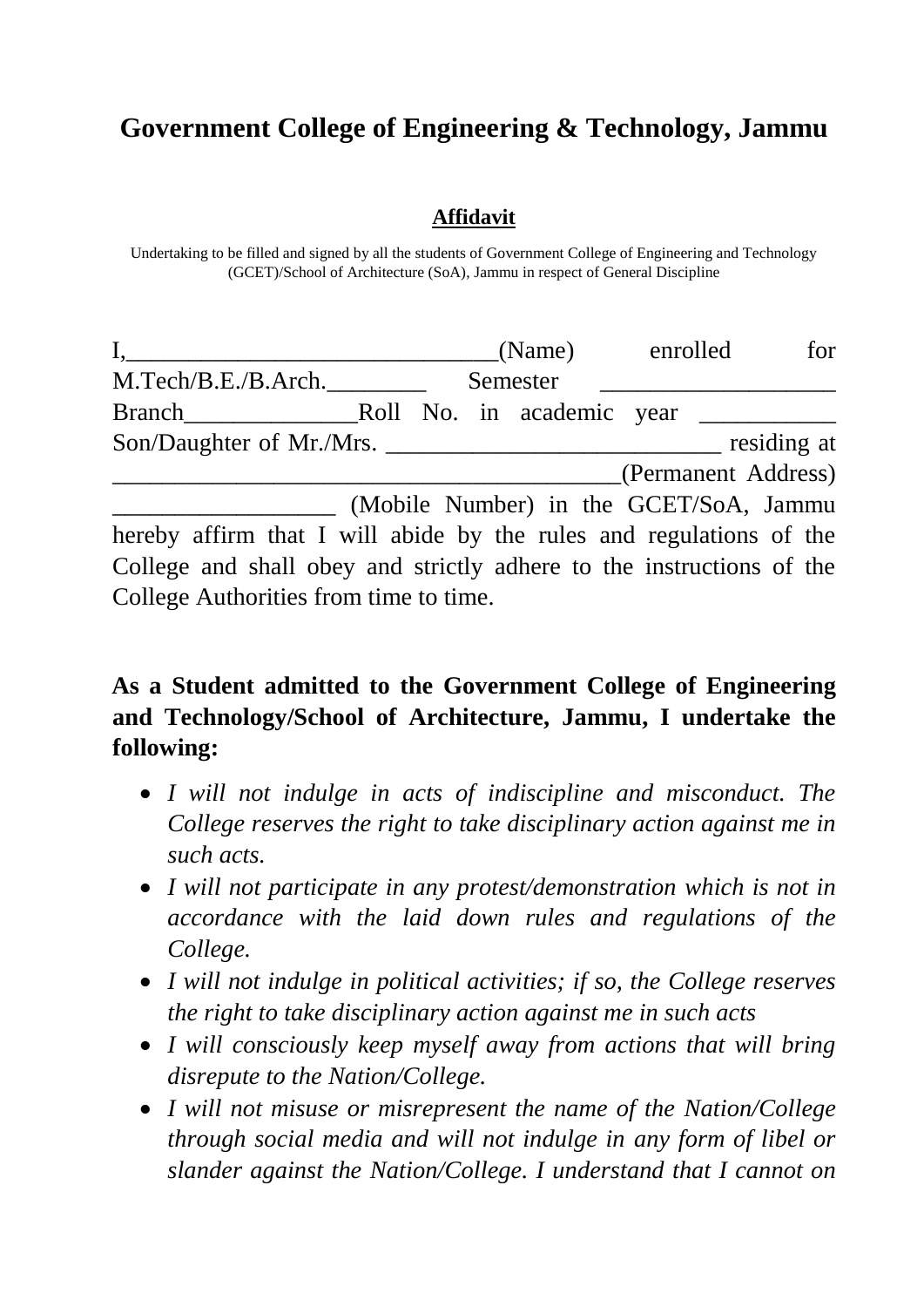# Government College of Engineering & Technology, Jammu

## Affidavit

Undertaking to be filled and signed by all the students of Government College of Engineering and Technology (GCET)/School of Architecture (SoA), Jammu in respect of General Discipline

I,______________________________(Name) enrolled for M.Tech/B.E./B.Arch.________ Semester ___________________ Branch______________Roll No. in academic year ___________ Son/Daughter of Mr./Mrs. ___________________________ residing at __________________________________________(Permanent Address) __________________ (Mobile Number) in the GCET/SoA, Jammu hereby affirm that I will abide by the rules and regulations of the College and shall obey and strictly adhere to the instructions of the College Authorities from time to time.

**As a Student admitted to the Government College of Engineering and Technology/School of Architecture, Jammu, I undertake the following:**

- *I will not indulge in acts of indiscipline and misconduct. The College reserves the right to take disciplinary action against me in such acts.*
- *I will not participate in any protest/demonstration which is not in accordance with the laid down rules and regulations of the College.*
- *I will not indulge in political activities; if so, the College reserves the right to take disciplinary action against me in such acts*
- *I will consciously keep myself away from actions that will bring disrepute to the Nation/College.*
- *I will not misuse or misrepresent the name of the Nation/College through social media and will not indulge in any form of libel or slander against the Nation/College. I understand that I cannot on*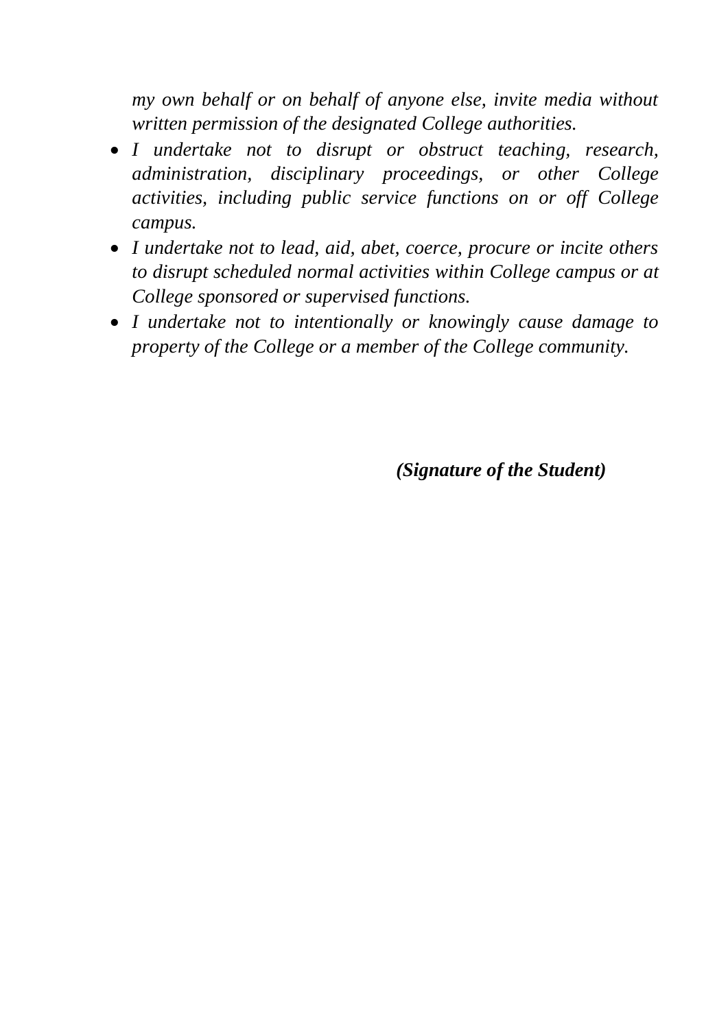*my own behalf or on behalf of anyone else, invite media without written permission of the designated College authorities.*

- *I undertake not to disrupt or obstruct teaching, research, administration, disciplinary proceedings, or other College activities, including public service functions on or off College campus.*
- *I undertake not to lead, aid, abet, coerce, procure or incite others to disrupt scheduled normal activities within College campus or at College sponsored or supervised functions.*
- *I undertake not to intentionally or knowingly cause damage to property of the College or a member of the College community.*

***(Signature of the Student)***